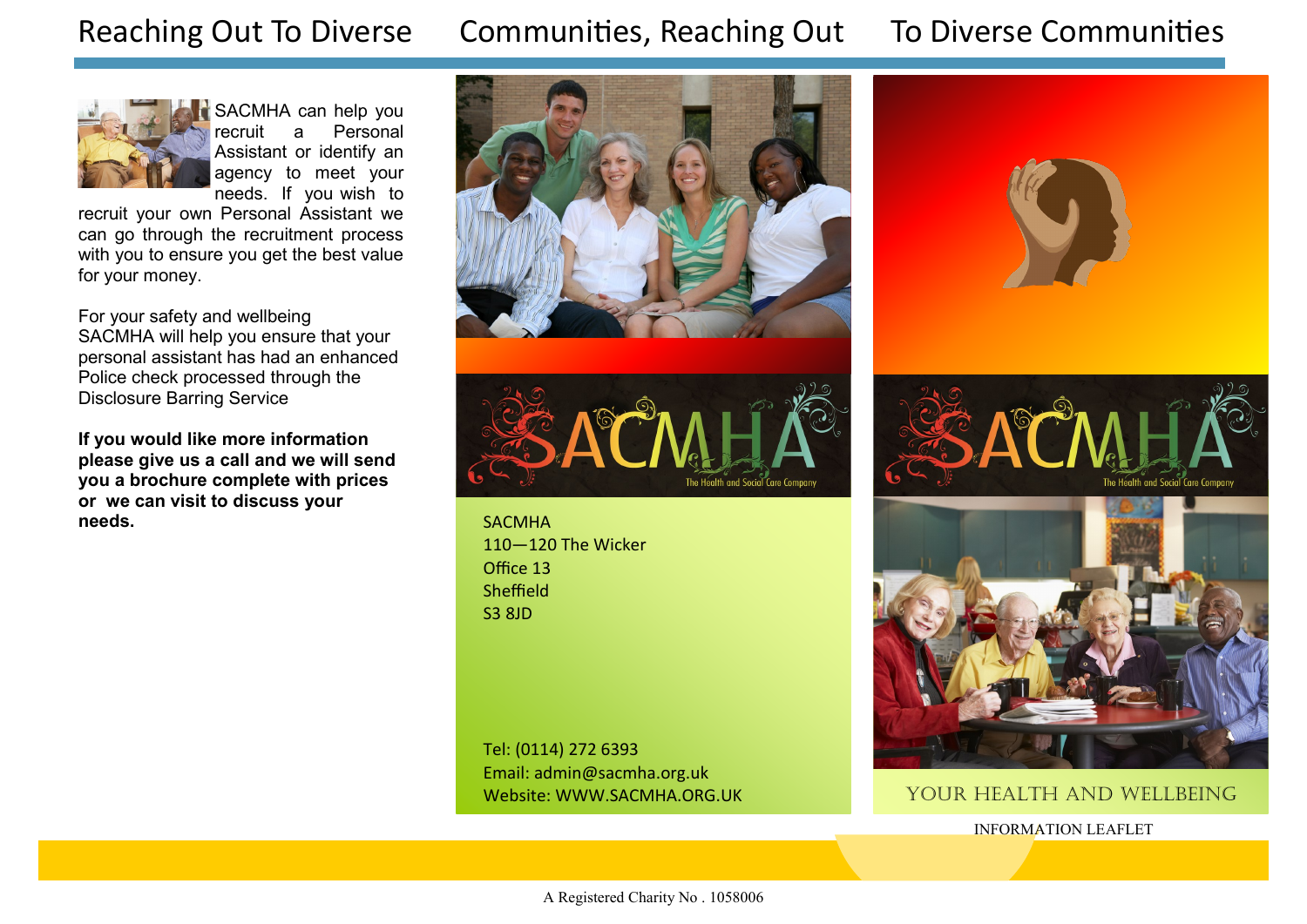# Reaching Out To Diverse Communities, Reaching Out To Diverse Communities

SACMHA can help you recruit a Personal Assistant or identify an agency to meet your needs. If you wish to recruit your own Personal Assistant we can go through the recruitment process with you to ensure you get the best value for your money.

For your safety and wellbeing SACMHA will help you ensure that your personal assistant has had an enhanced Police check processed through the Disclosure Barring Service

**If you would like more information please give us a call and we will send you a brochure complete with prices or we can visit to discuss your needs.**

SACMHA

The Health and Social Care Company

SACMHA
110—120 The Wicker
Office 13
Sheffield
S3 8JD

Tel: (0114) 272 6393
Email: admin@sacmha.org.uk
Website: WWW.SACMHA.ORG.UK

SACMHA

The Health and Social Care Company

YOUR HEALTH AND WELLBEING

INFORMATION LEAFLET

A Registered Charity No . 1058006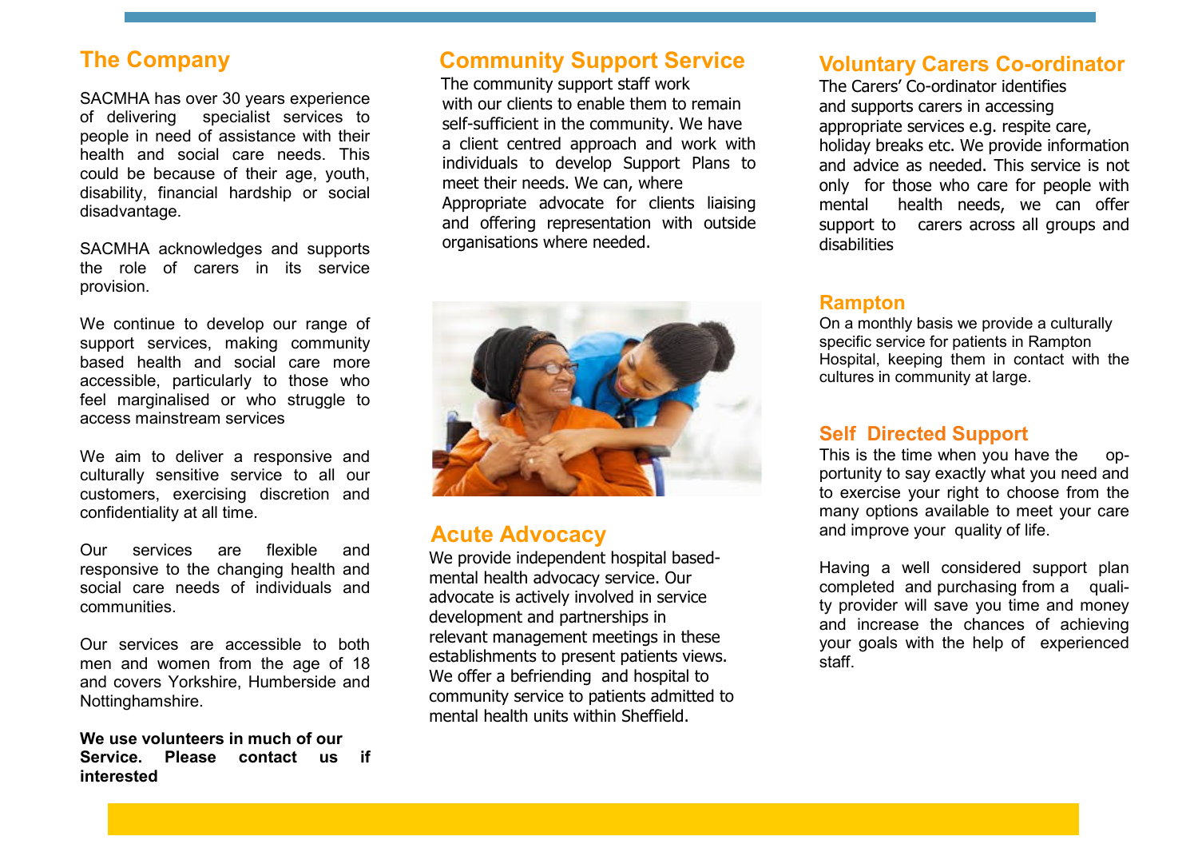## The Company

SACMHA has over 30 years experience of delivering specialist services to people in need of assistance with their health and social care needs. This could be because of their age, youth, disability, financial hardship or social disadvantage.

SACMHA acknowledges and supports the role of carers in its service provision.

We continue to develop our range of support services, making community based health and social care more accessible, particularly to those who feel marginalised or who struggle to access mainstream services

We aim to deliver a responsive and culturally sensitive service to all our customers, exercising discretion and confidentiality at all time.

Our services are flexible and responsive to the changing health and social care needs of individuals and communities.

Our services are accessible to both men and women from the age of 18 and covers Yorkshire, Humberside and Nottinghamshire.

**We use volunteers in much of our Service. Please contact us if interested**

## Community Support Service

The community support staff work with our clients to enable them to remain self-sufficient in the community. We have a client centred approach and work with individuals to develop Support Plans to meet their needs. We can, where Appropriate advocate for clients liaising and offering representation with outside organisations where needed.

## Acute Advocacy

We provide independent hospital based-mental health advocacy service. Our advocate is actively involved in service development and partnerships in relevant management meetings in these establishments to present patients views. We offer a befriending and hospital to community service to patients admitted to mental health units within Sheffield.

## Voluntary Carers Co-ordinator

The Carers' Co-ordinator identifies and supports carers in accessing appropriate services e.g. respite care, holiday breaks etc. We provide information and advice as needed. This service is not only for those who care for people with mental health needs, we can offer support to carers across all groups and disabilities

## Rampton

On a monthly basis we provide a culturally specific service for patients in Rampton Hospital, keeping them in contact with the cultures in community at large.

## Self Directed Support

This is the time when you have the opportunity to say exactly what you need and to exercise your right to choose from the many options available to meet your care and improve your quality of life.

Having a well considered support plan completed and purchasing from a quality provider will save you time and money and increase the chances of achieving your goals with the help of experienced staff.